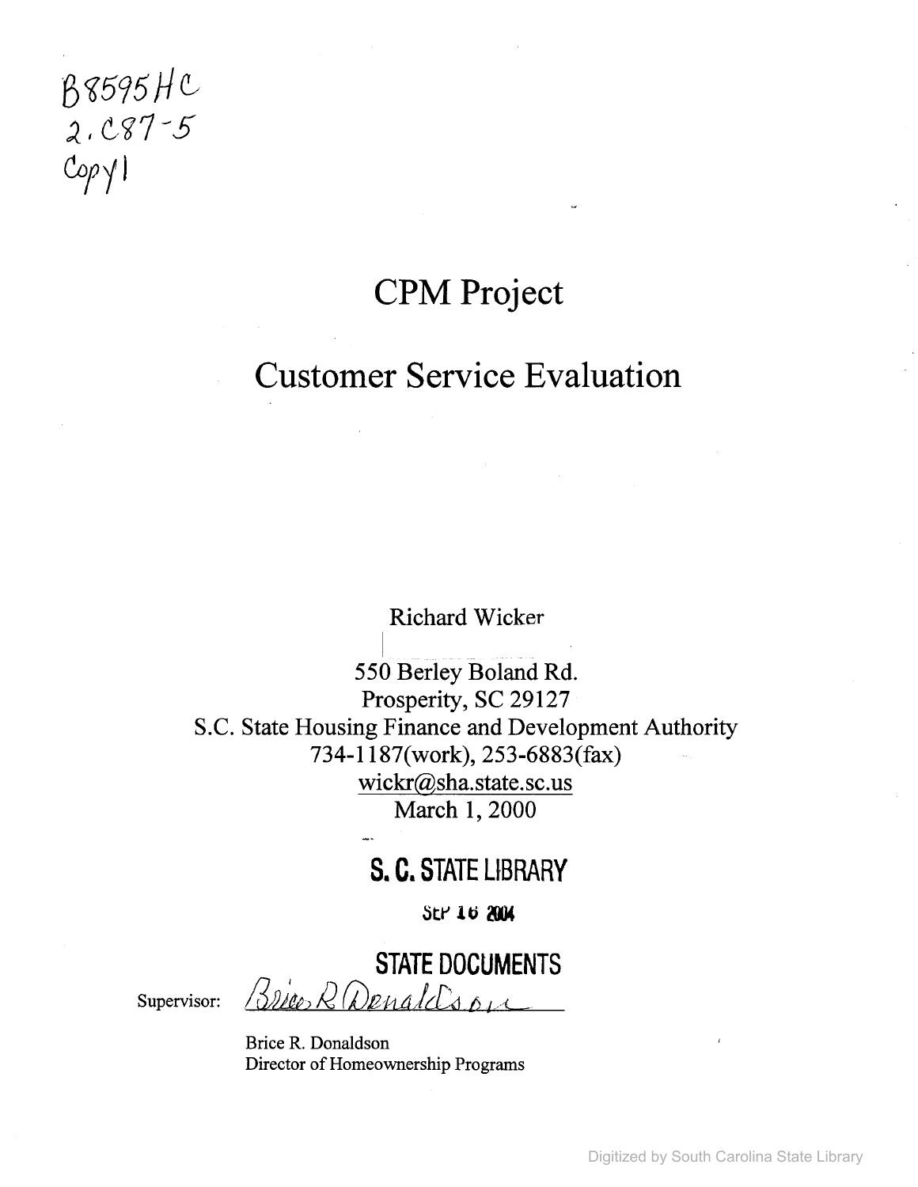B8595HC
2.C87-5
Copy1

# CPM Project

# Customer Service Evaluation

Richard Wicker

550 Berley Boland Rd.
Prosperity, SC 29127
S.C. State Housing Finance and Development Authority
734-1187(work), 253-6883(fax)
wickr@sha.state.sc.us
March 1, 2000

**S. C. STATE LIBRARY**

SEP 16 2004

**STATE DOCUMENTS**

Supervisor: Brice R Donaldson

Brice R. Donaldson
Director of Homeownership Programs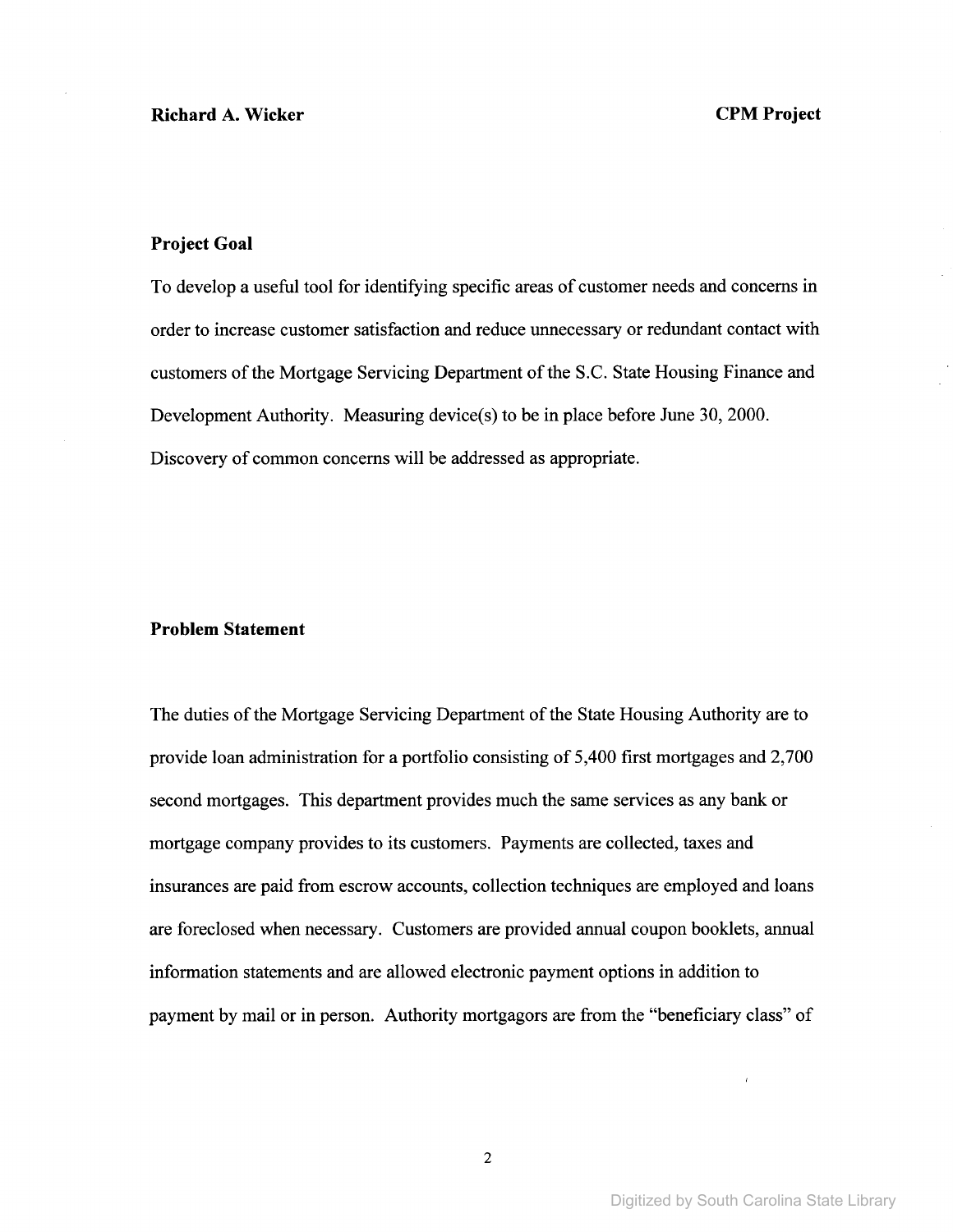## Project Goal

To develop a useful tool for identifying specific areas of customer needs and concerns in order to increase customer satisfaction and reduce unnecessary or redundant contact with customers of the Mortgage Servicing Department of the S.C. State Housing Finance and Development Authority. Measuring device(s) to be in place before June 30, 2000. Discovery of common concerns will be addressed as appropriate.

## Problem Statement

The duties of the Mortgage Servicing Department of the State Housing Authority are to provide loan administration for a portfolio consisting of 5,400 first mortgages and 2,700 second mortgages. This department provides much the same services as any bank or mortgage company provides to its customers. Payments are collected, taxes and insurances are paid from escrow accounts, collection techniques are employed and loans are foreclosed when necessary. Customers are provided annual coupon booklets, annual information statements and are allowed electronic payment options in addition to payment by mail or in person. Authority mortgagors are from the "beneficiary class" of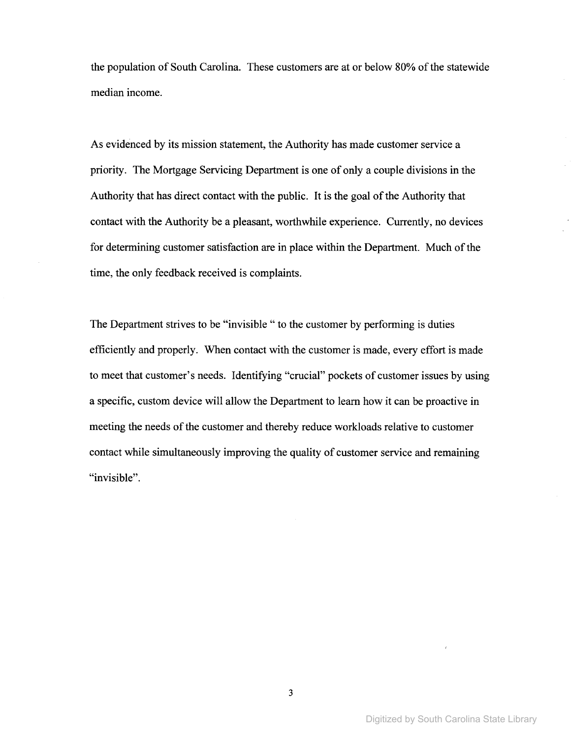the population of South Carolina. These customers are at or below 80% of the statewide median income.

As evidenced by its mission statement, the Authority has made customer service a priority. The Mortgage Servicing Department is one of only a couple divisions in the Authority that has direct contact with the public. It is the goal of the Authority that contact with the Authority be a pleasant, worthwhile experience. Currently, no devices for determining customer satisfaction are in place within the Department. Much of the time, the only feedback received is complaints.

The Department strives to be "invisible " to the customer by performing is duties efficiently and properly. When contact with the customer is made, every effort is made to meet that customer's needs. Identifying "crucial" pockets of customer issues by using a specific, custom device will allow the Department to learn how it can be proactive in meeting the needs of the customer and thereby reduce workloads relative to customer contact while simultaneously improving the quality of customer service and remaining "invisible".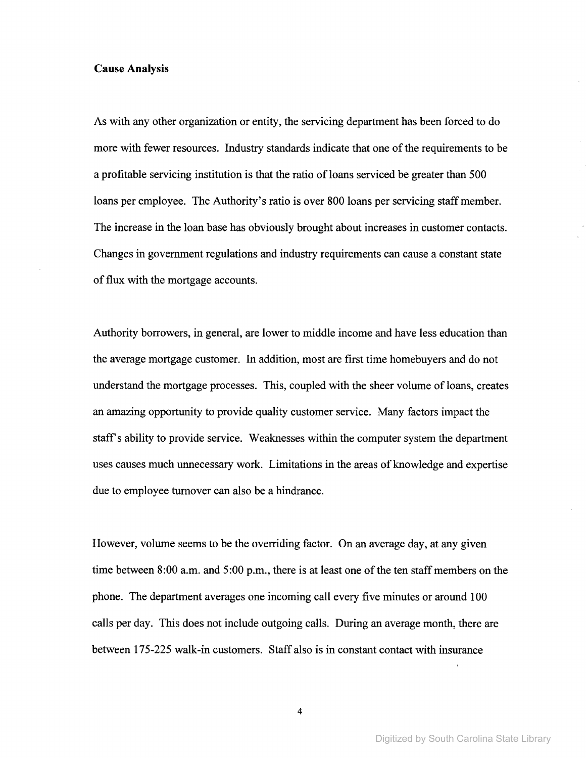**Cause Analysis**

As with any other organization or entity, the servicing department has been forced to do more with fewer resources. Industry standards indicate that one of the requirements to be a profitable servicing institution is that the ratio of loans serviced be greater than 500 loans per employee. The Authority's ratio is over 800 loans per servicing staff member. The increase in the loan base has obviously brought about increases in customer contacts. Changes in government regulations and industry requirements can cause a constant state of flux with the mortgage accounts.

Authority borrowers, in general, are lower to middle income and have less education than the average mortgage customer. In addition, most are first time homebuyers and do not understand the mortgage processes. This, coupled with the sheer volume of loans, creates an amazing opportunity to provide quality customer service. Many factors impact the staff's ability to provide service. Weaknesses within the computer system the department uses causes much unnecessary work. Limitations in the areas of knowledge and expertise due to employee turnover can also be a hindrance.

However, volume seems to be the overriding factor. On an average day, at any given time between 8:00 a.m. and 5:00 p.m., there is at least one of the ten staff members on the phone. The department averages one incoming call every five minutes or around 100 calls per day. This does not include outgoing calls. During an average month, there are between 175-225 walk-in customers. Staff also is in constant contact with insurance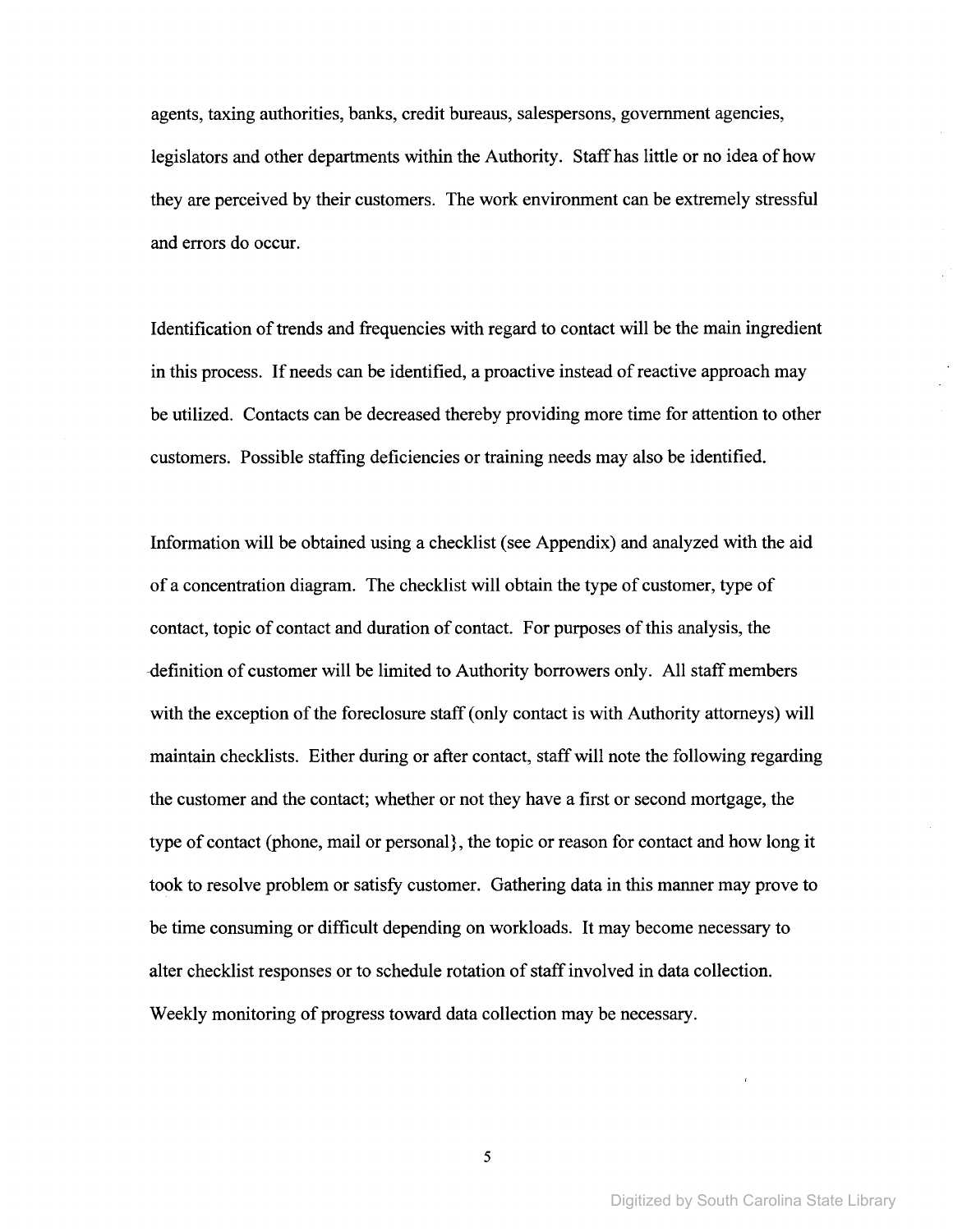agents, taxing authorities, banks, credit bureaus, salespersons, government agencies, legislators and other departments within the Authority. Staff has little or no idea of how they are perceived by their customers. The work environment can be extremely stressful and errors do occur.

Identification of trends and frequencies with regard to contact will be the main ingredient in this process. If needs can be identified, a proactive instead of reactive approach may be utilized. Contacts can be decreased thereby providing more time for attention to other customers. Possible staffing deficiencies or training needs may also be identified.

Information will be obtained using a checklist (see Appendix) and analyzed with the aid of a concentration diagram. The checklist will obtain the type of customer, type of contact, topic of contact and duration of contact. For purposes of this analysis, the definition of customer will be limited to Authority borrowers only. All staff members with the exception of the foreclosure staff (only contact is with Authority attorneys) will maintain checklists. Either during or after contact, staff will note the following regarding the customer and the contact; whether or not they have a first or second mortgage, the type of contact (phone, mail or personal}, the topic or reason for contact and how long it took to resolve problem or satisfy customer. Gathering data in this manner may prove to be time consuming or difficult depending on workloads. It may become necessary to alter checklist responses or to schedule rotation of staff involved in data collection. Weekly monitoring of progress toward data collection may be necessary.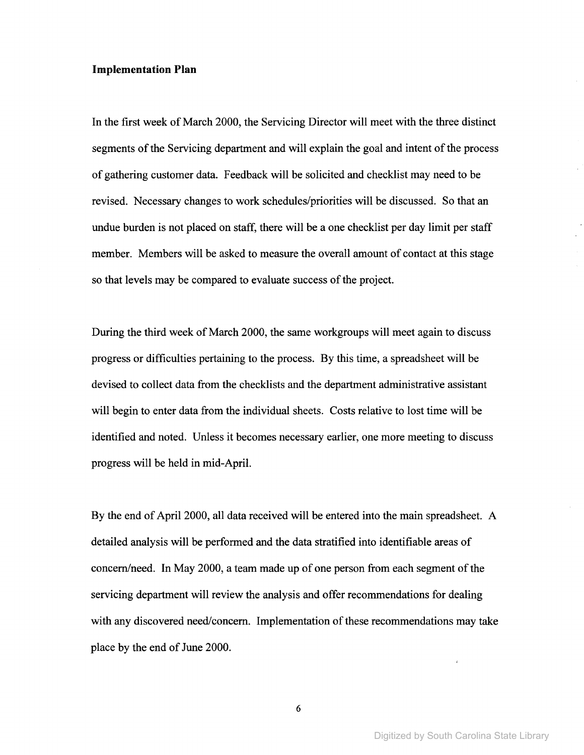**Implementation Plan**

In the first week of March 2000, the Servicing Director will meet with the three distinct segments of the Servicing department and will explain the goal and intent of the process of gathering customer data. Feedback will be solicited and checklist may need to be revised. Necessary changes to work schedules/priorities will be discussed. So that an undue burden is not placed on staff, there will be a one checklist per day limit per staff member. Members will be asked to measure the overall amount of contact at this stage so that levels may be compared to evaluate success of the project.

During the third week of March 2000, the same workgroups will meet again to discuss progress or difficulties pertaining to the process. By this time, a spreadsheet will be devised to collect data from the checklists and the department administrative assistant will begin to enter data from the individual sheets. Costs relative to lost time will be identified and noted. Unless it becomes necessary earlier, one more meeting to discuss progress will be held in mid-April.

By the end of April 2000, all data received will be entered into the main spreadsheet. A detailed analysis will be performed and the data stratified into identifiable areas of concern/need. In May 2000, a team made up of one person from each segment of the servicing department will review the analysis and offer recommendations for dealing with any discovered need/concern. Implementation of these recommendations may take place by the end of June 2000.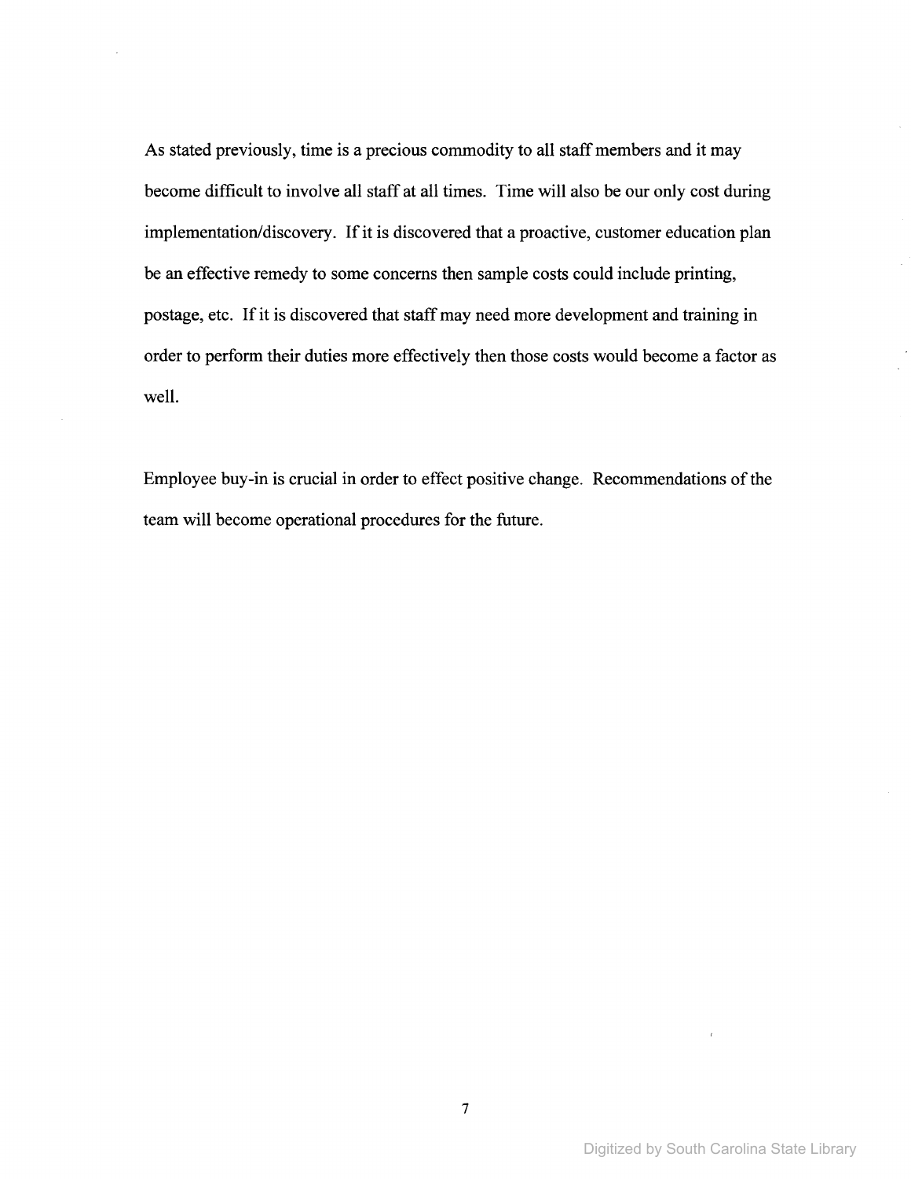As stated previously, time is a precious commodity to all staff members and it may become difficult to involve all staff at all times. Time will also be our only cost during implementation/discovery. If it is discovered that a proactive, customer education plan be an effective remedy to some concerns then sample costs could include printing, postage, etc. If it is discovered that staff may need more development and training in order to perform their duties more effectively then those costs would become a factor as well.

Employee buy-in is crucial in order to effect positive change. Recommendations of the team will become operational procedures for the future.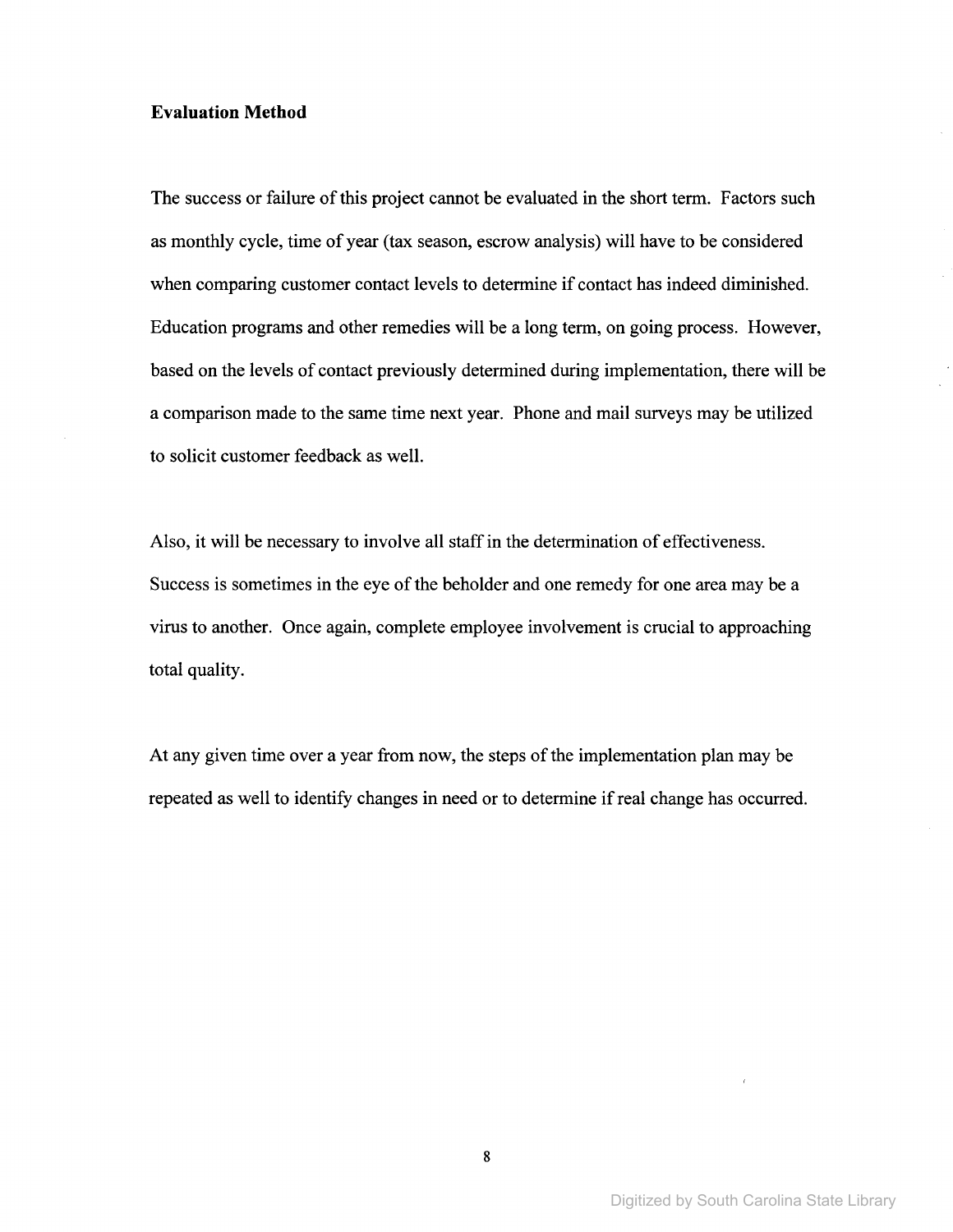### Evaluation Method

The success or failure of this project cannot be evaluated in the short term. Factors such as monthly cycle, time of year (tax season, escrow analysis) will have to be considered when comparing customer contact levels to determine if contact has indeed diminished. Education programs and other remedies will be a long term, on going process. However, based on the levels of contact previously determined during implementation, there will be a comparison made to the same time next year. Phone and mail surveys may be utilized to solicit customer feedback as well.

Also, it will be necessary to involve all staff in the determination of effectiveness. Success is sometimes in the eye of the beholder and one remedy for one area may be a virus to another. Once again, complete employee involvement is crucial to approaching total quality.

At any given time over a year from now, the steps of the implementation plan may be repeated as well to identify changes in need or to determine if real change has occurred.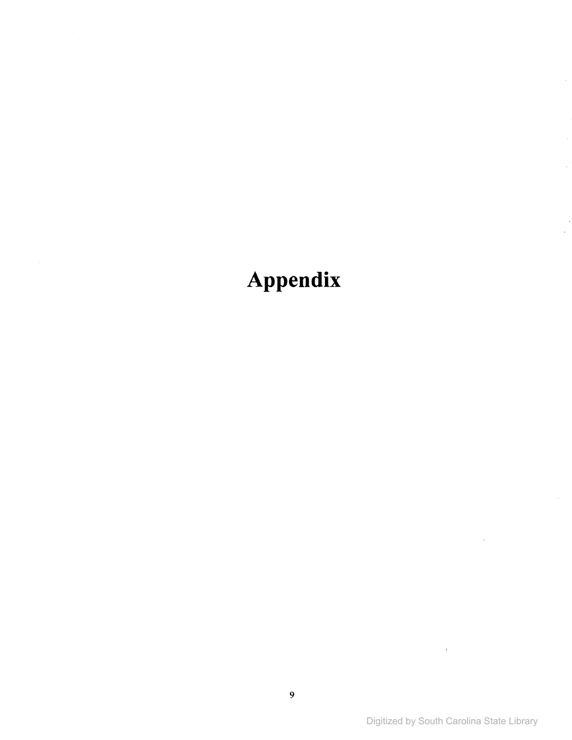# Appendix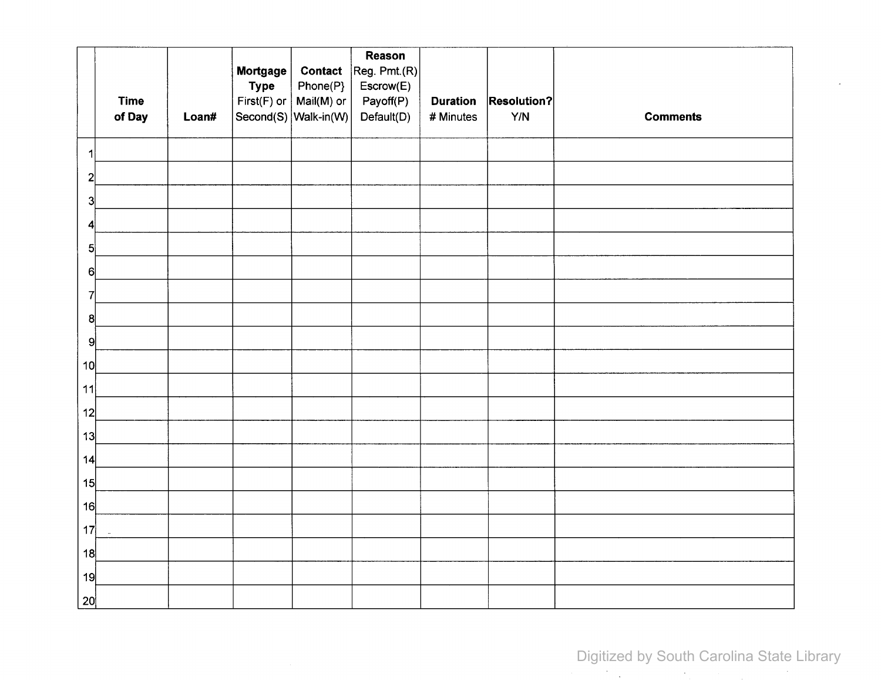| | Time of Day | Loan# | Mortgage Type First(F) or Second(S) | Contact Phone(P} Mail(M) or Walk-in(W) | Reason Reg. Pmt.(R) Escrow(E) Payoff(P) Default(D) | Duration # Minutes | Resolution? Y/N | Comments |
|---|---|---|---|---|---|---|---|---|
| 1 | | | | | | | | |
| 2 | | | | | | | | |
| 3 | | | | | | | | |
| 4 | | | | | | | | |
| 5 | | | | | | | | |
| 6 | | | | | | | | |
| 7 | | | | | | | | |
| 8 | | | | | | | | |
| 9 | | | | | | | | |
| 10 | | | | | | | | |
| 11 | | | | | | | | |
| 12 | | | | | | | | |
| 13 | | | | | | | | |
| 14 | | | | | | | | |
| 15 | | | | | | | | |
| 16 | | | | | | | | |
| 17 | | | | | | | | |
| 18 | | | | | | | | |
| 19 | | | | | | | | |
| 20 | | | | | | | | |